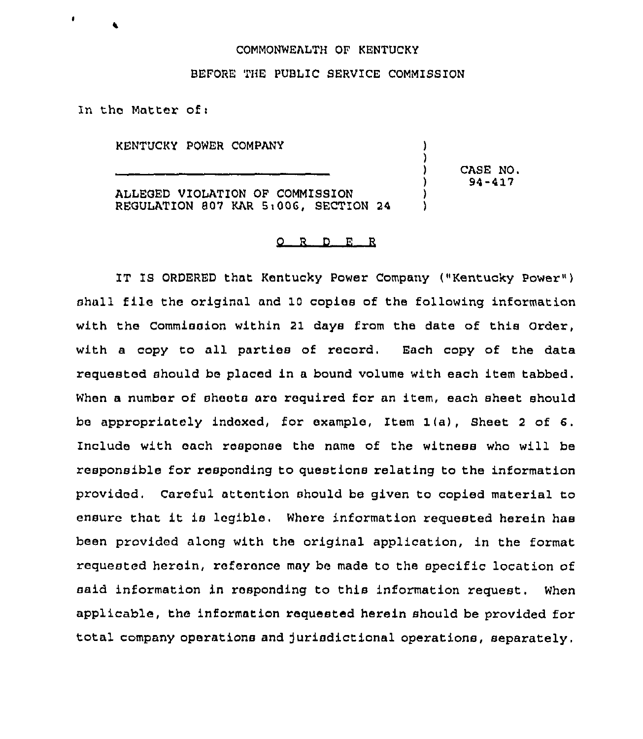COMMONWEALTH OF KENTUCKY

BEFORE THE PUBLIC SERVICE COMMISSION

In the Matter of:

| | | |
|---|---|---|
| KENTUCKY POWER COMPANY | ) | |
| | ) | |
| ______________________________ | ) | CASE NO. |
| | ) | 94-417 |
| ALLEGED VIOLATION OF COMMISSION | ) | |
| REGULATION 807 KAR 5:006, SECTION 24 | ) | |

## O R D E R

IT IS ORDERED that Kentucky Power Company ("Kentucky Power") shall file the original and 10 copies of the following information with the Commission within 21 days from the date of this Order, with a copy to all parties of record. Each copy of the data requested should be placed in a bound volume with each item tabbed. When a number of sheets are required for an item, each sheet should be appropriately indexed, for example, Item 1(a), Sheet 2 of 6. Include with each response the name of the witness who will be responsible for responding to questions relating to the information provided. Careful attention should be given to copied material to ensure that it is legible. Where information requested herein has been provided along with the original application, in the format requested herein, reference may be made to the specific location of said information in responding to this information request. When applicable, the information requested herein should be provided for total company operations and jurisdictional operations, separately.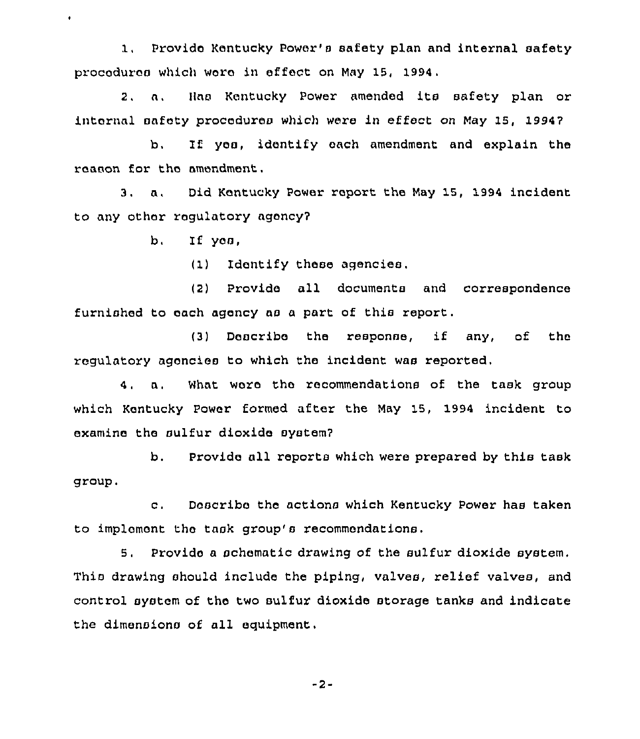1. Provide Kentucky Power's safety plan and internal safety procedures which were in effect on May 15, 1994.

2. a. Has Kentucky Power amended its safety plan or internal safety procedures which were in effect on May 15, 1994?

   b. If yes, identify each amendment and explain the reason for the amendment.

3. a. Did Kentucky Power report the May 15, 1994 incident to any other regulatory agency?

   b. If yes,

      (1) Identify these agencies.

      (2) Provide all documents and correspondence furnished to each agency as a part of this report.

      (3) Describe the response, if any, of the regulatory agencies to which the incident was reported.

4. a. What were the recommendations of the task group which Kentucky Power formed after the May 15, 1994 incident to examine the sulfur dioxide system?

   b. Provide all reports which were prepared by this task group.

   c. Describe the actions which Kentucky Power has taken to implement the task group's recommendations.

5. Provide a schematic drawing of the sulfur dioxide system. This drawing should include the piping, valves, relief valves, and control system of the two sulfur dioxide storage tanks and indicate the dimensions of all equipment.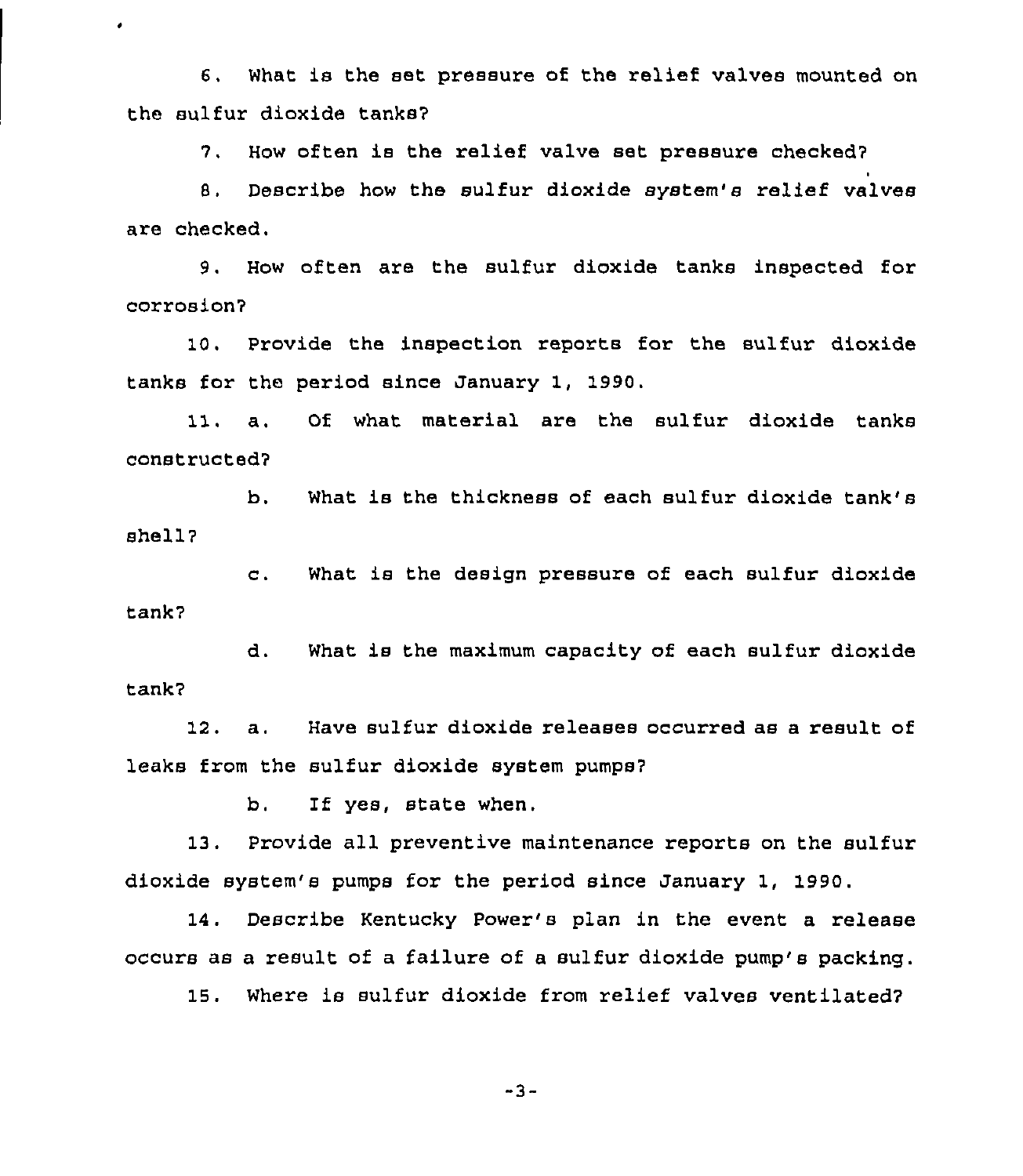6. What is the set pressure of the relief valves mounted on the sulfur dioxide tanks?

7. How often is the relief valve set pressure checked?

8. Describe how the sulfur dioxide system's relief valves are checked.

9. How often are the sulfur dioxide tanks inspected for corrosion?

10. Provide the inspection reports for the sulfur dioxide tanks for the period since January 1, 1990.

11. a. Of what material are the sulfur dioxide tanks constructed?

b. What is the thickness of each sulfur dioxide tank's shell?

c. What is the design pressure of each sulfur dioxide tank?

d. What is the maximum capacity of each sulfur dioxide tank?

12. a. Have sulfur dioxide releases occurred as a result of leaks from the sulfur dioxide system pumps?

b. If yes, state when.

13. Provide all preventive maintenance reports on the sulfur dioxide system's pumps for the period since January 1, 1990.

14. Describe Kentucky Power's plan in the event a release occurs as a result of a failure of a sulfur dioxide pump's packing.

15. Where is sulfur dioxide from relief valves ventilated?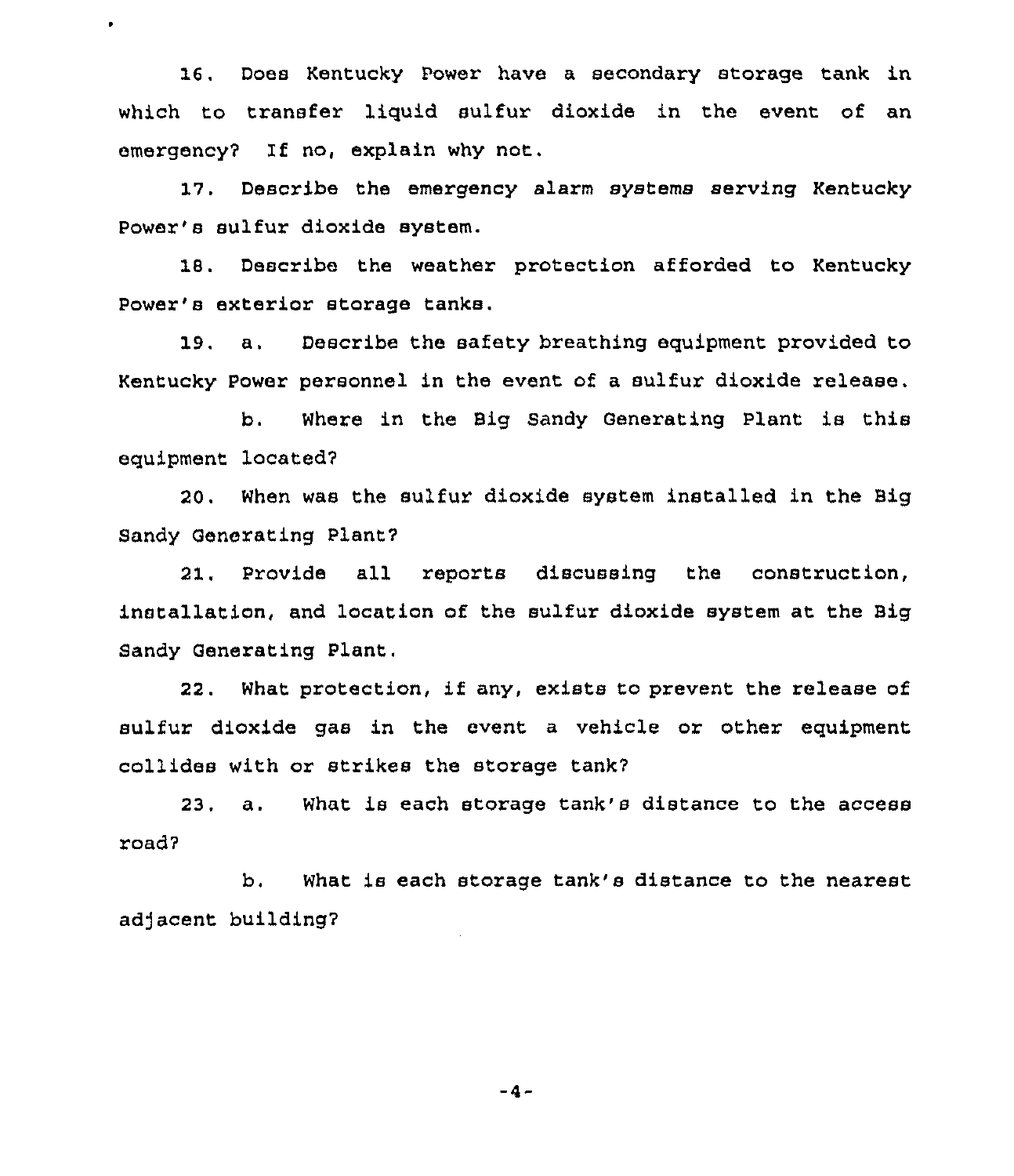16. Does Kentucky Power have a secondary storage tank in which to transfer liquid sulfur dioxide in the event of an emergency? If no, explain why not.

17. Describe the emergency alarm systems serving Kentucky Power's sulfur dioxide system.

18. Describe the weather protection afforded to Kentucky Power's exterior storage tanks.

19. a. Describe the safety breathing equipment provided to Kentucky Power personnel in the event of a sulfur dioxide release.

b. Where in the Big Sandy Generating Plant is this equipment located?

20. When was the sulfur dioxide system installed in the Big Sandy Generating Plant?

21. Provide all reports discussing the construction, installation, and location of the sulfur dioxide system at the Big Sandy Generating Plant.

22. What protection, if any, exists to prevent the release of sulfur dioxide gas in the event a vehicle or other equipment collides with or strikes the storage tank?

23. a. What is each storage tank's distance to the access road?

b. What is each storage tank's distance to the nearest adjacent building?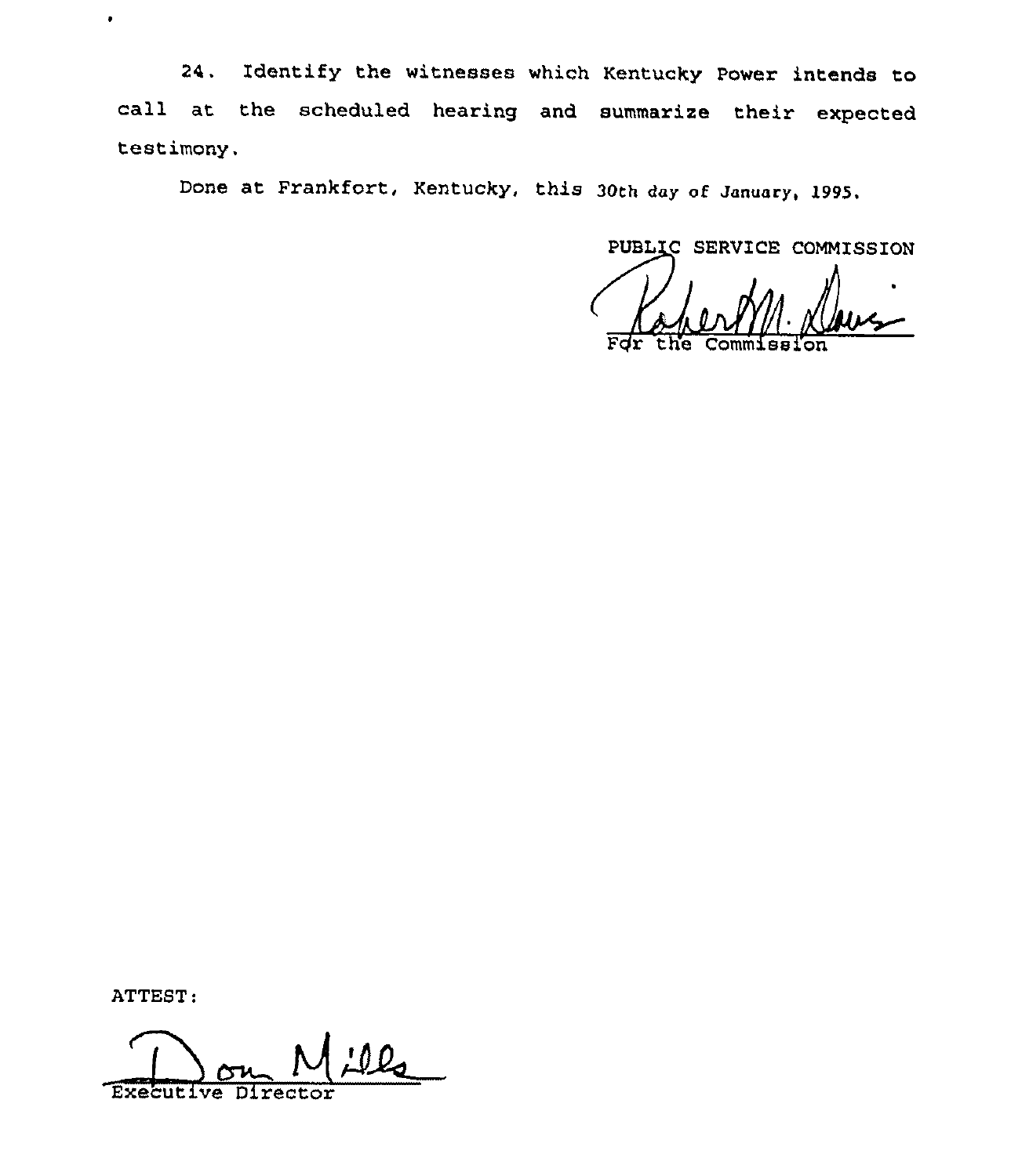24. Identify the witnesses which Kentucky Power intends to call at the scheduled hearing and summarize their expected testimony.

Done at Frankfort, Kentucky, this *30th day of January, 1995*.

PUBLIC SERVICE COMMISSION

For the Commission

ATTEST:

Executive Director